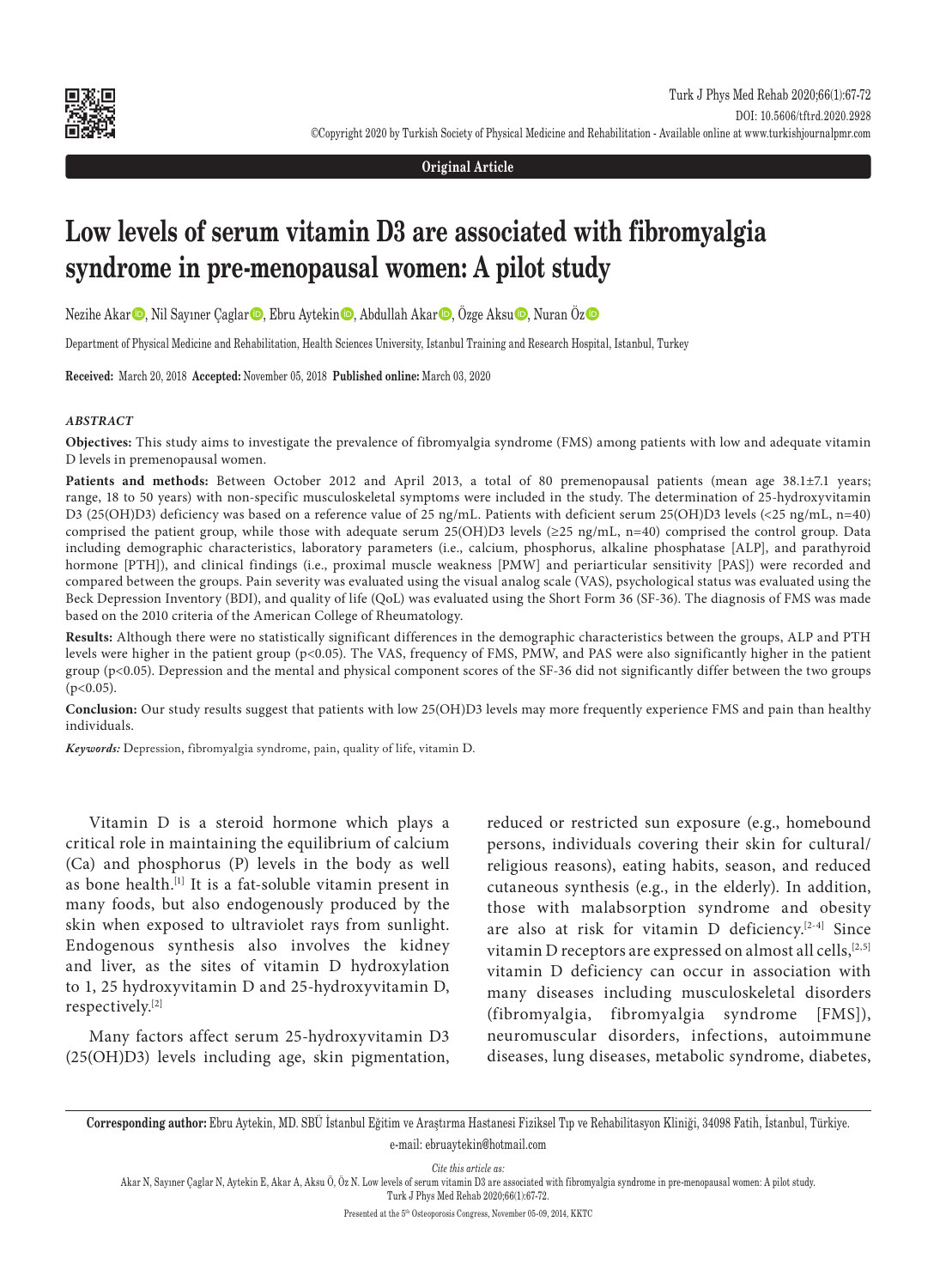**Original Article**

# Low levels of serum vitamin D3 are associated with fibromyalgia syndrome in pre-menopausal women: A pilot study

Nezihe Akar, Nil Sayıner Çaglar, Ebru Aytekin, Abdullah Akar, Özge Aksu, Nuran Öz

Department of Physical Medicine and Rehabilitation, Health Sciences University, Istanbul Training and Research Hospital, Istanbul, Turkey

**Received:** March 20, 2018 **Accepted:** November 05, 2018 **Published online:** March 03, 2020

### *ABSTRACT*

**Objectives:** This study aims to investigate the prevalence of fibromyalgia syndrome (FMS) among patients with low and adequate vitamin D levels in premenopausal women.

**Patients and methods:** Between October 2012 and April 2013, a total of 80 premenopausal patients (mean age 38.1±7.1 years; range, 18 to 50 years) with non-specific musculoskeletal symptoms were included in the study. The determination of 25-hydroxyvitamin D3 (25(OH)D3) deficiency was based on a reference value of 25 ng/mL. Patients with deficient serum 25(OH)D3 levels (<25 ng/mL, n=40) comprised the patient group, while those with adequate serum 25(OH)D3 levels (≥25 ng/mL, n=40) comprised the control group. Data including demographic characteristics, laboratory parameters (i.e., calcium, phosphorus, alkaline phosphatase [ALP], and parathyroid hormone [PTH]), and clinical findings (i.e., proximal muscle weakness [PMW] and periarticular sensitivity [PAS]) were recorded and compared between the groups. Pain severity was evaluated using the visual analog scale (VAS), psychological status was evaluated using the Beck Depression Inventory (BDI), and quality of life (QoL) was evaluated using the Short Form 36 (SF-36). The diagnosis of FMS was made based on the 2010 criteria of the American College of Rheumatology.

**Results:** Although there were no statistically significant differences in the demographic characteristics between the groups, ALP and PTH levels were higher in the patient group ($p<0.05$). The VAS, frequency of FMS, PMW, and PAS were also significantly higher in the patient group ($p<0.05$). Depression and the mental and physical component scores of the SF-36 did not significantly differ between the two groups ($p<0.05$).

**Conclusion:** Our study results suggest that patients with low 25(OH)D3 levels may more frequently experience FMS and pain than healthy individuals.

***Keywords:*** Depression, fibromyalgia syndrome, pain, quality of life, vitamin D.

Vitamin D is a steroid hormone which plays a critical role in maintaining the equilibrium of calcium (Ca) and phosphorus (P) levels in the body as well as bone health.[1] It is a fat-soluble vitamin present in many foods, but also endogenously produced by the skin when exposed to ultraviolet rays from sunlight. Endogenous synthesis also involves the kidney and liver, as the sites of vitamin D hydroxylation to 1, 25 hydroxyvitamin D and 25-hydroxyvitamin D, respectively.[2]

Many factors affect serum 25-hydroxyvitamin D3 (25(OH)D3) levels including age, skin pigmentation, reduced or restricted sun exposure (e.g., homebound persons, individuals covering their skin for cultural/religious reasons), eating habits, season, and reduced cutaneous synthesis (e.g., in the elderly). In addition, those with malabsorption syndrome and obesity are also at risk for vitamin D deficiency.[2-4] Since vitamin D receptors are expressed on almost all cells,[2,5] vitamin D deficiency can occur in association with many diseases including musculoskeletal disorders (fibromyalgia, fibromyalgia syndrome [FMS]), neuromuscular disorders, infections, autoimmune diseases, lung diseases, metabolic syndrome, diabetes,

**Corresponding author:** Ebru Aytekin, MD. SBÜ İstanbul Eğitim ve Araştırma Hastanesi Fiziksel Tıp ve Rehabilitasyon Kliniği, 34098 Fatih, İstanbul, Türkiye. e-mail: ebruaytekin@hotmail.com

*Cite this article as:*

Akar N, Sayıner Çaglar N, Aytekin E, Akar A, Aksu Ö, Öz N. Low levels of serum vitamin D3 are associated with fibromyalgia syndrome in pre-menopausal women: A pilot study. Turk J Phys Med Rehab 2020;66(1):67-72.

Presented at the 5th Osteoporosis Congress, November 05-09, 2014, KKTC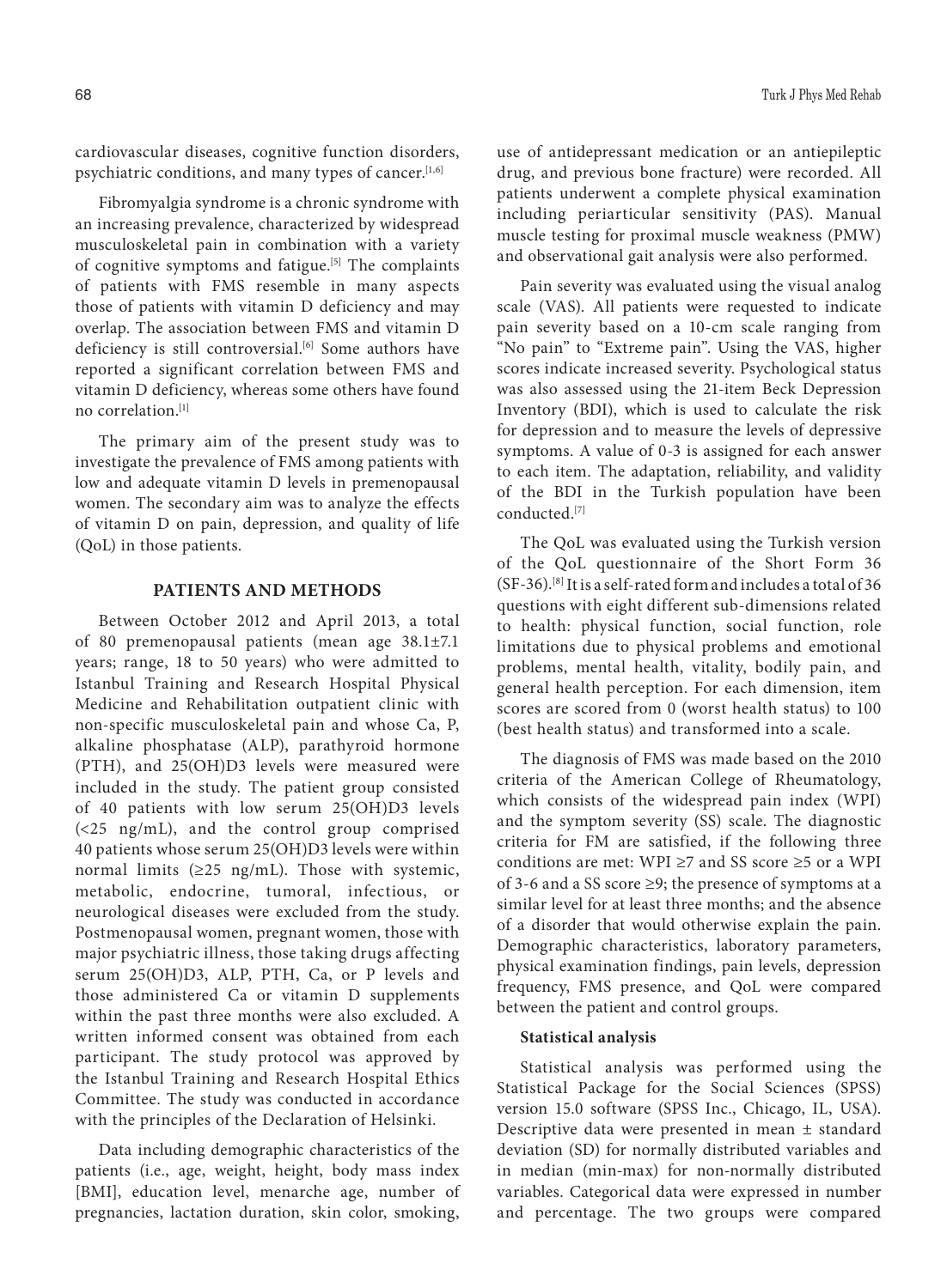cardiovascular diseases, cognitive function disorders, psychiatric conditions, and many types of cancer.[1,6]

Fibromyalgia syndrome is a chronic syndrome with an increasing prevalence, characterized by widespread musculoskeletal pain in combination with a variety of cognitive symptoms and fatigue.[5] The complaints of patients with FMS resemble in many aspects those of patients with vitamin D deficiency and may overlap. The association between FMS and vitamin D deficiency is still controversial.[6] Some authors have reported a significant correlation between FMS and vitamin D deficiency, whereas some others have found no correlation.[1]

The primary aim of the present study was to investigate the prevalence of FMS among patients with low and adequate vitamin D levels in premenopausal women. The secondary aim was to analyze the effects of vitamin D on pain, depression, and quality of life (QoL) in those patients.

## PATIENTS AND METHODS

Between October 2012 and April 2013, a total of 80 premenopausal patients (mean age 38.1±7.1 years; range, 18 to 50 years) who were admitted to Istanbul Training and Research Hospital Physical Medicine and Rehabilitation outpatient clinic with non-specific musculoskeletal pain and whose Ca, P, alkaline phosphatase (ALP), parathyroid hormone (PTH), and 25(OH)D3 levels were measured were included in the study. The patient group consisted of 40 patients with low serum 25(OH)D3 levels (<25 ng/mL), and the control group comprised 40 patients whose serum 25(OH)D3 levels were within normal limits (≥25 ng/mL). Those with systemic, metabolic, endocrine, tumoral, infectious, or neurological diseases were excluded from the study. Postmenopausal women, pregnant women, those with major psychiatric illness, those taking drugs affecting serum 25(OH)D3, ALP, PTH, Ca, or P levels and those administered Ca or vitamin D supplements within the past three months were also excluded. A written informed consent was obtained from each participant. The study protocol was approved by the Istanbul Training and Research Hospital Ethics Committee. The study was conducted in accordance with the principles of the Declaration of Helsinki.

Data including demographic characteristics of the patients (i.e., age, weight, height, body mass index [BMI], education level, menarche age, number of pregnancies, lactation duration, skin color, smoking, use of antidepressant medication or an antiepileptic drug, and previous bone fracture) were recorded. All patients underwent a complete physical examination including periarticular sensitivity (PAS). Manual muscle testing for proximal muscle weakness (PMW) and observational gait analysis were also performed.

Pain severity was evaluated using the visual analog scale (VAS). All patients were requested to indicate pain severity based on a 10-cm scale ranging from "No pain" to "Extreme pain". Using the VAS, higher scores indicate increased severity. Psychological status was also assessed using the 21-item Beck Depression Inventory (BDI), which is used to calculate the risk for depression and to measure the levels of depressive symptoms. A value of 0-3 is assigned for each answer to each item. The adaptation, reliability, and validity of the BDI in the Turkish population have been conducted.[7]

The QoL was evaluated using the Turkish version of the QoL questionnaire of the Short Form 36 (SF-36).[8] It is a self-rated form and includes a total of 36 questions with eight different sub-dimensions related to health: physical function, social function, role limitations due to physical problems and emotional problems, mental health, vitality, bodily pain, and general health perception. For each dimension, item scores are scored from 0 (worst health status) to 100 (best health status) and transformed into a scale.

The diagnosis of FMS was made based on the 2010 criteria of the American College of Rheumatology, which consists of the widespread pain index (WPI) and the symptom severity (SS) scale. The diagnostic criteria for FM are satisfied, if the following three conditions are met: WPI ≥7 and SS score ≥5 or a WPI of 3-6 and a SS score ≥9; the presence of symptoms at a similar level for at least three months; and the absence of a disorder that would otherwise explain the pain. Demographic characteristics, laboratory parameters, physical examination findings, pain levels, depression frequency, FMS presence, and QoL were compared between the patient and control groups.

### Statistical analysis

Statistical analysis was performed using the Statistical Package for the Social Sciences (SPSS) version 15.0 software (SPSS Inc., Chicago, IL, USA). Descriptive data were presented in mean ± standard deviation (SD) for normally distributed variables and in median (min-max) for non-normally distributed variables. Categorical data were expressed in number and percentage. The two groups were compared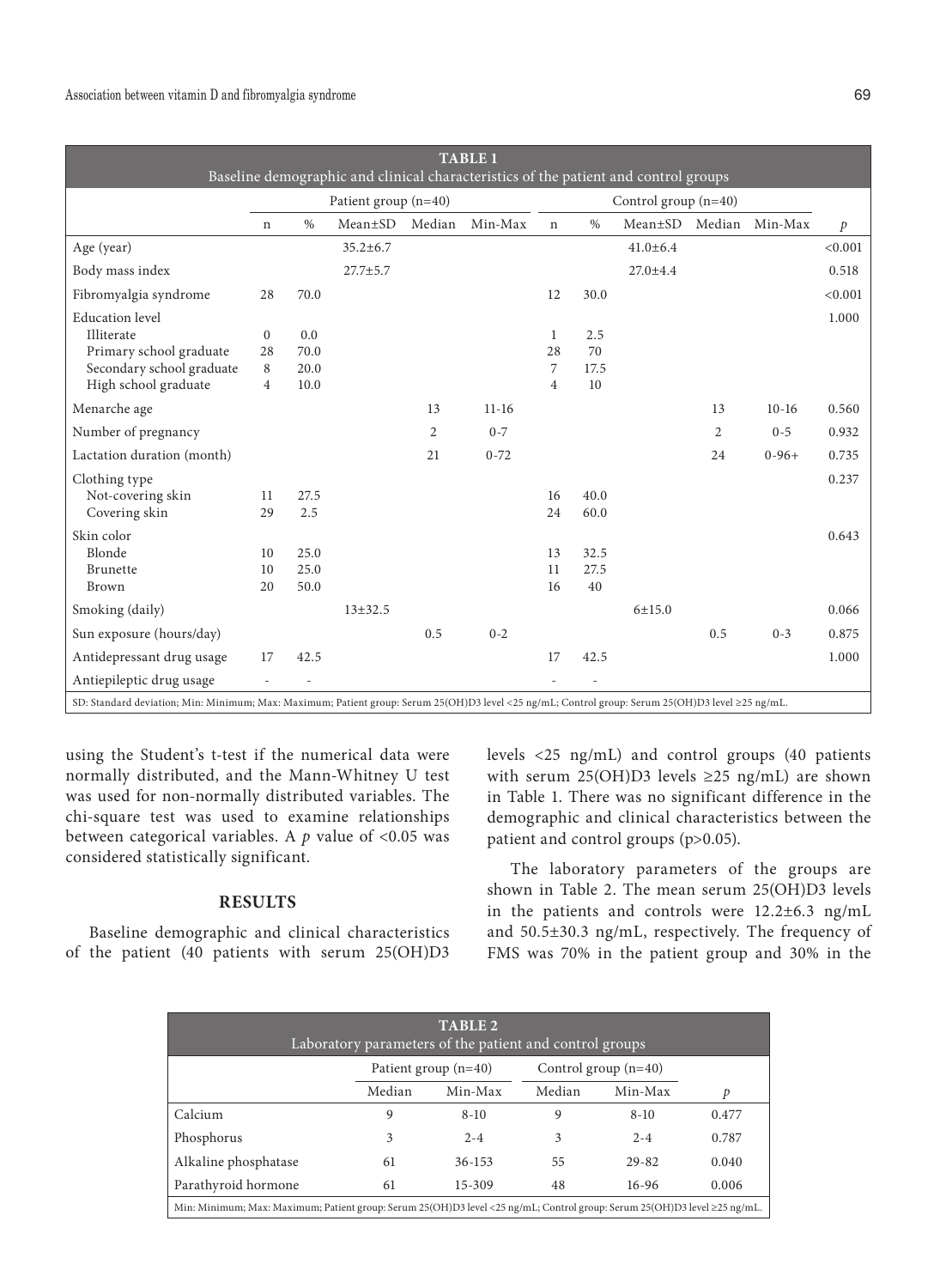**TABLE 1**
Baseline demographic and clinical characteristics of the patient and control groups

| | Patient group (n=40) | | | | | Control group (n=40) | | | | | |
|---|---|---|---|---|---|---|---|---|---|---|---|
| | n | % | Mean±SD | Median | Min-Max | n | % | Mean±SD | Median | Min-Max | *p* |
| Age (year) | | | 35.2±6.7 | | | | | 41.0±6.4 | | | <0.001 |
| Body mass index | | | 27.7±5.7 | | | | | 27.0±4.4 | | | 0.518 |
| Fibromyalgia syndrome | 28 | 70.0 | | | | 12 | 30.0 | | | | <0.001 |
| Education level | | | | | | | | | | | 1.000 |
| Illiterate | 0 | 0.0 | | | | 1 | 2.5 | | | | |
| Primary school graduate | 28 | 70.0 | | | | 28 | 70 | | | | |
| Secondary school graduate | 8 | 20.0 | | | | 7 | 17.5 | | | | |
| High school graduate | 4 | 10.0 | | | | 4 | 10 | | | | |
| Menarche age | | | | 13 | 11-16 | | | | 13 | 10-16 | 0.560 |
| Number of pregnancy | | | | 2 | 0-7 | | | | 2 | 0-5 | 0.932 |
| Lactation duration (month) | | | | 21 | 0-72 | | | | 24 | 0-96+ | 0.735 |
| Clothing type | | | | | | | | | | | 0.237 |
| Not-covering skin | 11 | 27.5 | | | | 16 | 40.0 | | | | |
| Covering skin | 29 | 2.5 | | | | 24 | 60.0 | | | | |
| Skin color | | | | | | | | | | | 0.643 |
| Blonde | 10 | 25.0 | | | | 13 | 32.5 | | | | |
| Brunette | 10 | 25.0 | | | | 11 | 27.5 | | | | |
| Brown | 20 | 50.0 | | | | 16 | 40 | | | | |
| Smoking (daily) | | | 13±32.5 | | | | | 6±15.0 | | | 0.066 |
| Sun exposure (hours/day) | | | | 0.5 | 0-2 | | | | 0.5 | 0-3 | 0.875 |
| Antidepressant drug usage | 17 | 42.5 | | | | 17 | 42.5 | | | | 1.000 |
| Antiepileptic drug usage | - | - | | | | - | - | | | | |

SD: Standard deviation; Min: Minimum; Max: Maximum; Patient group: Serum 25(OH)D3 level <25 ng/mL; Control group: Serum 25(OH)D3 level ≥25 ng/mL.

using the Student's t-test if the numerical data were normally distributed, and the Mann-Whitney U test was used for non-normally distributed variables. The chi-square test was used to examine relationships between categorical variables. A *p* value of <0.05 was considered statistically significant.

## RESULTS

Baseline demographic and clinical characteristics of the patient (40 patients with serum 25(OH)D3 levels <25 ng/mL) and control groups (40 patients with serum 25(OH)D3 levels ≥25 ng/mL) are shown in Table 1. There was no significant difference in the demographic and clinical characteristics between the patient and control groups (p>0.05).

The laboratory parameters of the groups are shown in Table 2. The mean serum 25(OH)D3 levels in the patients and controls were 12.2±6.3 ng/mL and 50.5±30.3 ng/mL, respectively. The frequency of FMS was 70% in the patient group and 30% in the

**TABLE 2**
Laboratory parameters of the patient and control groups

| | Patient group (n=40) | | Control group (n=40) | | |
|---|---|---|---|---|---|
| | Median | Min-Max | Median | Min-Max | *p* |
| Calcium | 9 | 8-10 | 9 | 8-10 | 0.477 |
| Phosphorus | 3 | 2-4 | 3 | 2-4 | 0.787 |
| Alkaline phosphatase | 61 | 36-153 | 55 | 29-82 | 0.040 |
| Parathyroid hormone | 61 | 15-309 | 48 | 16-96 | 0.006 |

Min: Minimum; Max: Maximum; Patient group: Serum 25(OH)D3 level <25 ng/mL; Control group: Serum 25(OH)D3 level ≥25 ng/mL.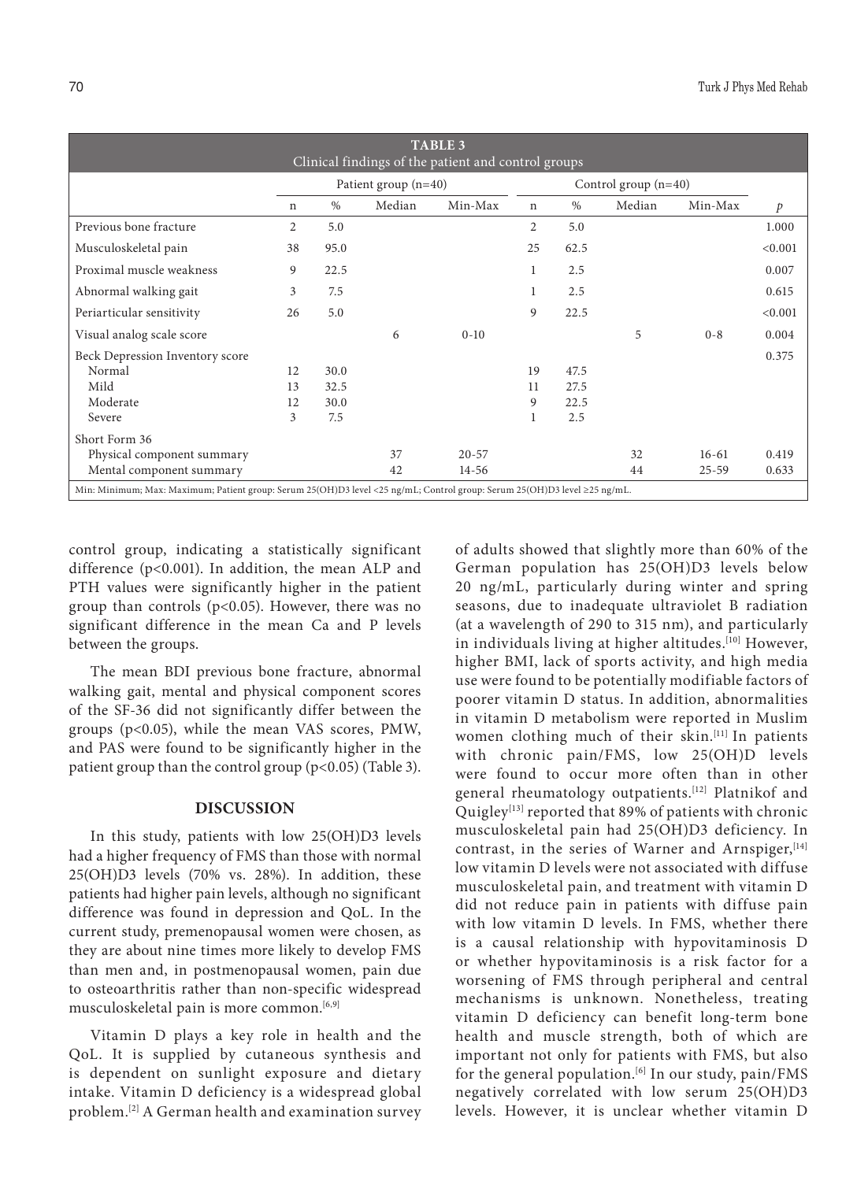**TABLE 3**
Clinical findings of the patient and control groups

| | Patient group (n=40) | | | | Control group (n=40) | | | | |
|---|---|---|---|---|---|---|---|---|---|
| | n | % | Median | Min-Max | n | % | Median | Min-Max | *p* |
| Previous bone fracture | 2 | 5.0 | | | 2 | 5.0 | | | 1.000 |
| Musculoskeletal pain | 38 | 95.0 | | | 25 | 62.5 | | | <0.001 |
| Proximal muscle weakness | 9 | 22.5 | | | 1 | 2.5 | | | 0.007 |
| Abnormal walking gait | 3 | 7.5 | | | 1 | 2.5 | | | 0.615 |
| Periarticular sensitivity | 26 | 5.0 | | | 9 | 22.5 | | | <0.001 |
| Visual analog scale score | | | 6 | 0-10 | | | 5 | 0-8 | 0.004 |
| Beck Depression Inventory score | | | | | | | | | 0.375 |
| Normal | 12 | 30.0 | | | 19 | 47.5 | | | |
| Mild | 13 | 32.5 | | | 11 | 27.5 | | | |
| Moderate | 12 | 30.0 | | | 9 | 22.5 | | | |
| Severe | 3 | 7.5 | | | 1 | 2.5 | | | |
| Short Form 36 | | | | | | | | | |
| Physical component summary | | | 37 | 20-57 | | | 32 | 16-61 | 0.419 |
| Mental component summary | | | 42 | 14-56 | | | 44 | 25-59 | 0.633 |

Min: Minimum; Max: Maximum; Patient group: Serum 25(OH)D3 level <25 ng/mL; Control group: Serum 25(OH)D3 level ≥25 ng/mL.

control group, indicating a statistically significant difference ($p<0.001$). In addition, the mean ALP and PTH values were significantly higher in the patient group than controls ($p<0.05$). However, there was no significant difference in the mean Ca and P levels between the groups.

The mean BDI previous bone fracture, abnormal walking gait, mental and physical component scores of the SF-36 did not significantly differ between the groups ($p<0.05$), while the mean VAS scores, PMW, and PAS were found to be significantly higher in the patient group than the control group ($p<0.05$) (Table 3).

## DISCUSSION

In this study, patients with low 25(OH)D3 levels had a higher frequency of FMS than those with normal 25(OH)D3 levels (70% vs. 28%). In addition, these patients had higher pain levels, although no significant difference was found in depression and QoL. In the current study, premenopausal women were chosen, as they are about nine times more likely to develop FMS than men and, in postmenopausal women, pain due to osteoarthritis rather than non-specific widespread musculoskeletal pain is more common.[6,9]

Vitamin D plays a key role in health and the QoL. It is supplied by cutaneous synthesis and is dependent on sunlight exposure and dietary intake. Vitamin D deficiency is a widespread global problem.[2] A German health and examination survey of adults showed that slightly more than 60% of the German population has 25(OH)D3 levels below 20 ng/mL, particularly during winter and spring seasons, due to inadequate ultraviolet B radiation (at a wavelength of 290 to 315 nm), and particularly in individuals living at higher altitudes.[10] However, higher BMI, lack of sports activity, and high media use were found to be potentially modifiable factors of poorer vitamin D status. In addition, abnormalities in vitamin D metabolism were reported in Muslim women clothing much of their skin.[11] In patients with chronic pain/FMS, low 25(OH)D levels were found to occur more often than in other general rheumatology outpatients.[12] Platnikof and Quigley[13] reported that 89% of patients with chronic musculoskeletal pain had 25(OH)D3 deficiency. In contrast, in the series of Warner and Arnspiger,[14] low vitamin D levels were not associated with diffuse musculoskeletal pain, and treatment with vitamin D did not reduce pain in patients with diffuse pain with low vitamin D levels. In FMS, whether there is a causal relationship with hypovitaminosis D or whether hypovitaminosis is a risk factor for a worsening of FMS through peripheral and central mechanisms is unknown. Nonetheless, treating vitamin D deficiency can benefit long-term bone health and muscle strength, both of which are important not only for patients with FMS, but also for the general population.[6] In our study, pain/FMS negatively correlated with low serum 25(OH)D3 levels. However, it is unclear whether vitamin D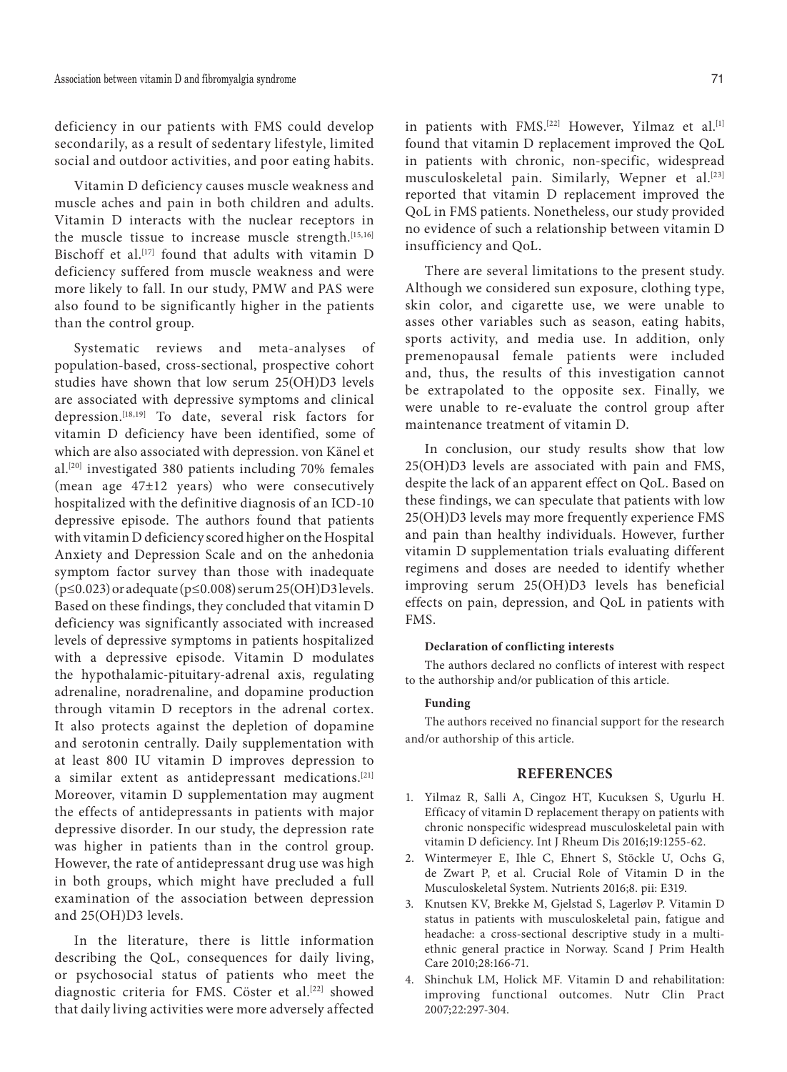deficiency in our patients with FMS could develop secondarily, as a result of sedentary lifestyle, limited social and outdoor activities, and poor eating habits.

Vitamin D deficiency causes muscle weakness and muscle aches and pain in both children and adults. Vitamin D interacts with the nuclear receptors in the muscle tissue to increase muscle strength.[15,16] Bischoff et al.[17] found that adults with vitamin D deficiency suffered from muscle weakness and were more likely to fall. In our study, PMW and PAS were also found to be significantly higher in the patients than the control group.

Systematic reviews and meta-analyses of population-based, cross-sectional, prospective cohort studies have shown that low serum 25(OH)D3 levels are associated with depressive symptoms and clinical depression.[18,19] To date, several risk factors for vitamin D deficiency have been identified, some of which are also associated with depression. von Känel et al.[20] investigated 380 patients including 70% females (mean age 47±12 years) who were consecutively hospitalized with the definitive diagnosis of an ICD-10 depressive episode. The authors found that patients with vitamin D deficiency scored higher on the Hospital Anxiety and Depression Scale and on the anhedonia symptom factor survey than those with inadequate ($p \leq 0.023$) or adequate ($p \leq 0.008$) serum 25(OH)D3 levels. Based on these findings, they concluded that vitamin D deficiency was significantly associated with increased levels of depressive symptoms in patients hospitalized with a depressive episode. Vitamin D modulates the hypothalamic-pituitary-adrenal axis, regulating adrenaline, noradrenaline, and dopamine production through vitamin D receptors in the adrenal cortex. It also protects against the depletion of dopamine and serotonin centrally. Daily supplementation with at least 800 IU vitamin D improves depression to a similar extent as antidepressant medications.[21] Moreover, vitamin D supplementation may augment the effects of antidepressants in patients with major depressive disorder. In our study, the depression rate was higher in patients than in the control group. However, the rate of antidepressant drug use was high in both groups, which might have precluded a full examination of the association between depression and 25(OH)D3 levels.

In the literature, there is little information describing the QoL, consequences for daily living, or psychosocial status of patients who meet the diagnostic criteria for FMS. Cöster et al.[22] showed that daily living activities were more adversely affected in patients with FMS.[22] However, Yilmaz et al.[1] found that vitamin D replacement improved the QoL in patients with chronic, non-specific, widespread musculoskeletal pain. Similarly, Wepner et al.[23] reported that vitamin D replacement improved the QoL in FMS patients. Nonetheless, our study provided no evidence of such a relationship between vitamin D insufficiency and QoL.

There are several limitations to the present study. Although we considered sun exposure, clothing type, skin color, and cigarette use, we were unable to asses other variables such as season, eating habits, sports activity, and media use. In addition, only premenopausal female patients were included and, thus, the results of this investigation cannot be extrapolated to the opposite sex. Finally, we were unable to re-evaluate the control group after maintenance treatment of vitamin D.

In conclusion, our study results show that low 25(OH)D3 levels are associated with pain and FMS, despite the lack of an apparent effect on QoL. Based on these findings, we can speculate that patients with low 25(OH)D3 levels may more frequently experience FMS and pain than healthy individuals. However, further vitamin D supplementation trials evaluating different regimens and doses are needed to identify whether improving serum 25(OH)D3 levels has beneficial effects on pain, depression, and QoL in patients with FMS.

#### Declaration of conflicting interests

The authors declared no conflicts of interest with respect to the authorship and/or publication of this article.

#### Funding

The authors received no financial support for the research and/or authorship of this article.

## REFERENCES

1. Yilmaz R, Salli A, Cingoz HT, Kucuksen S, Ugurlu H. Efficacy of vitamin D replacement therapy on patients with chronic nonspecific widespread musculoskeletal pain with vitamin D deficiency. Int J Rheum Dis 2016;19:1255-62.
2. Wintermeyer E, Ihle C, Ehnert S, Stöckle U, Ochs G, de Zwart P, et al. Crucial Role of Vitamin D in the Musculoskeletal System. Nutrients 2016;8. pii: E319.
3. Knutsen KV, Brekke M, Gjelstad S, Lagerløv P. Vitamin D status in patients with musculoskeletal pain, fatigue and headache: a cross-sectional descriptive study in a multi-ethnic general practice in Norway. Scand J Prim Health Care 2010;28:166-71.
4. Shinchuk LM, Holick MF. Vitamin D and rehabilitation: improving functional outcomes. Nutr Clin Pract 2007;22:297-304.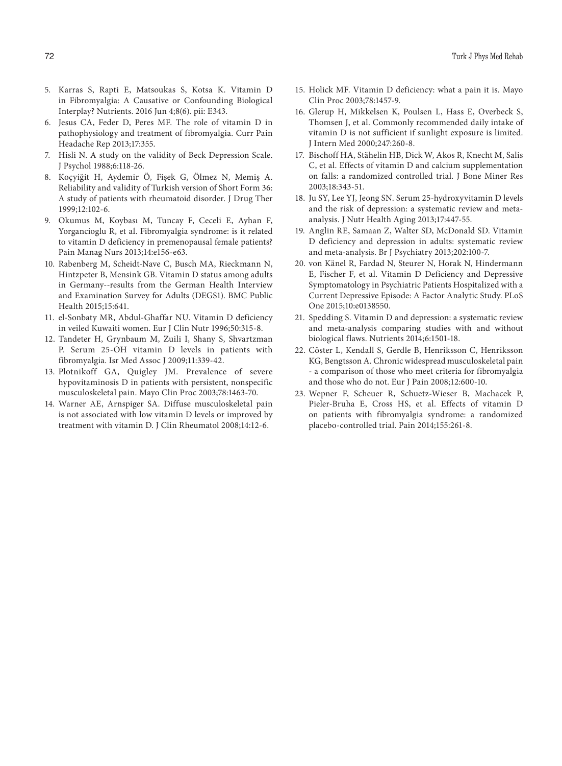5. Karras S, Rapti E, Matsoukas S, Kotsa K. Vitamin D in Fibromyalgia: A Causative or Confounding Biological Interplay? Nutrients. 2016 Jun 4;8(6). pii: E343.
6. Jesus CA, Feder D, Peres MF. The role of vitamin D in pathophysiology and treatment of fibromyalgia. Curr Pain Headache Rep 2013;17:355.
7. Hisli N. A study on the validity of Beck Depression Scale. J Psychol 1988;6:118-26.
8. Koçyiğit H, Aydemir Ö, Fişek G, Ölmez N, Memiş A. Reliability and validity of Turkish version of Short Form 36: A study of patients with rheumatoid disorder. J Drug Ther 1999;12:102-6.
9. Okumus M, Koybası M, Tuncay F, Ceceli E, Ayhan F, Yorgancioglu R, et al. Fibromyalgia syndrome: is it related to vitamin D deficiency in premenopausal female patients? Pain Manag Nurs 2013;14:e156-e63.
10. Rabenberg M, Scheidt-Nave C, Busch MA, Rieckmann N, Hintzpeter B, Mensink GB. Vitamin D status among adults in Germany--results from the German Health Interview and Examination Survey for Adults (DEGS1). BMC Public Health 2015;15:641.
11. el-Sonbaty MR, Abdul-Ghaffar NU. Vitamin D deficiency in veiled Kuwaiti women. Eur J Clin Nutr 1996;50:315-8.
12. Tandeter H, Grynbaum M, Zuili I, Shany S, Shvartzman P. Serum 25-OH vitamin D levels in patients with fibromyalgia. Isr Med Assoc J 2009;11:339-42.
13. Plotnikoff GA, Quigley JM. Prevalence of severe hypovitaminosis D in patients with persistent, nonspecific musculoskeletal pain. Mayo Clin Proc 2003;78:1463-70.
14. Warner AE, Arnspiger SA. Diffuse musculoskeletal pain is not associated with low vitamin D levels or improved by treatment with vitamin D. J Clin Rheumatol 2008;14:12-6.
15. Holick MF. Vitamin D deficiency: what a pain it is. Mayo Clin Proc 2003;78:1457-9.
16. Glerup H, Mikkelsen K, Poulsen L, Hass E, Overbeck S, Thomsen J, et al. Commonly recommended daily intake of vitamin D is not sufficient if sunlight exposure is limited. J Intern Med 2000;247:260-8.
17. Bischoff HA, Stähelin HB, Dick W, Akos R, Knecht M, Salis C, et al. Effects of vitamin D and calcium supplementation on falls: a randomized controlled trial. J Bone Miner Res 2003;18:343-51.
18. Ju SY, Lee YJ, Jeong SN. Serum 25-hydroxyvitamin D levels and the risk of depression: a systematic review and meta-analysis. J Nutr Health Aging 2013;17:447-55.
19. Anglin RE, Samaan Z, Walter SD, McDonald SD. Vitamin D deficiency and depression in adults: systematic review and meta-analysis. Br J Psychiatry 2013;202:100-7.
20. von Känel R, Fardad N, Steurer N, Horak N, Hindermann E, Fischer F, et al. Vitamin D Deficiency and Depressive Symptomatology in Psychiatric Patients Hospitalized with a Current Depressive Episode: A Factor Analytic Study. PLoS One 2015;10:e0138550.
21. Spedding S. Vitamin D and depression: a systematic review and meta-analysis comparing studies with and without biological flaws. Nutrients 2014;6:1501-18.
22. Cöster L, Kendall S, Gerdle B, Henriksson C, Henriksson KG, Bengtsson A. Chronic widespread musculoskeletal pain - a comparison of those who meet criteria for fibromyalgia and those who do not. Eur J Pain 2008;12:600-10.
23. Wepner F, Scheuer R, Schuetz-Wieser B, Machacek P, Pieler-Bruha E, Cross HS, et al. Effects of vitamin D on patients with fibromyalgia syndrome: a randomized placebo-controlled trial. Pain 2014;155:261-8.